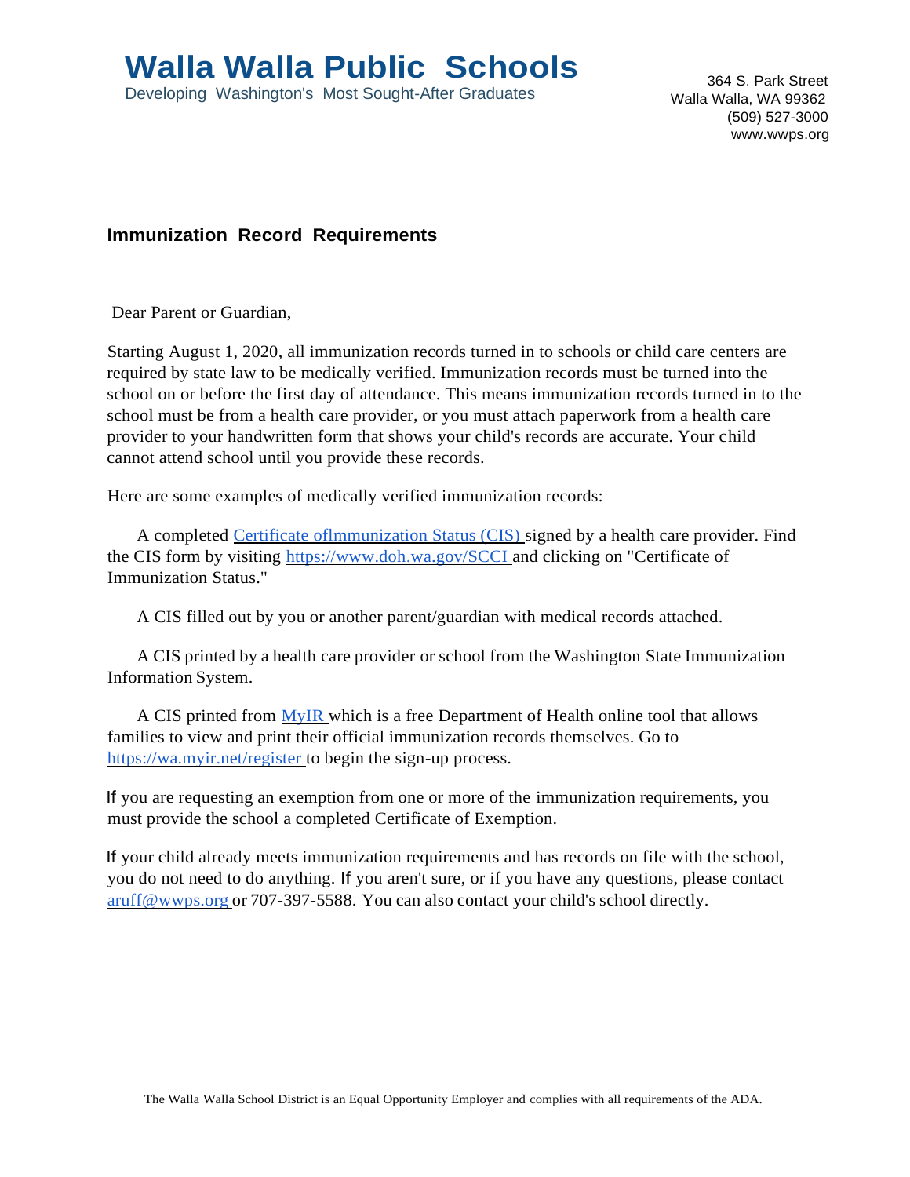# Walla Walla Public Schools

Developing Washington's Most Sought-After Graduates

364 S. Park Street
Walla Walla, WA 99362
(509) 527-3000
www.wwps.org

## Immunization Record Requirements

Dear Parent or Guardian,

Starting August 1, 2020, all immunization records turned in to schools or child care centers are required by state law to be medically verified. Immunization records must be turned into the school on or before the first day of attendance. This means immunization records turned in to the school must be from a health care provider, or you must attach paperwork from a health care provider to your handwritten form that shows your child's records are accurate. Your child cannot attend school until you provide these records.

Here are some examples of medically verified immunization records:

A completed Certificate oflmmunization Status (CIS) signed by a health care provider. Find the CIS form by visiting https://www.doh.wa.gov/SCCI and clicking on "Certificate of Immunization Status."

A CIS filled out by you or another parent/guardian with medical records attached.

A CIS printed by a health care provider or school from the Washington State Immunization Information System.

A CIS printed from MyIR which is a free Department of Health online tool that allows families to view and print their official immunization records themselves. Go to https://wa.myir.net/register to begin the sign-up process.

If you are requesting an exemption from one or more of the immunization requirements, you must provide the school a completed Certificate of Exemption.

If your child already meets immunization requirements and has records on file with the school, you do not need to do anything. If you aren't sure, or if you have any questions, please contact aruff@wwps.org or 707-397-5588. You can also contact your child's school directly.

The Walla Walla School District is an Equal Opportunity Employer and complies with all requirements of the ADA.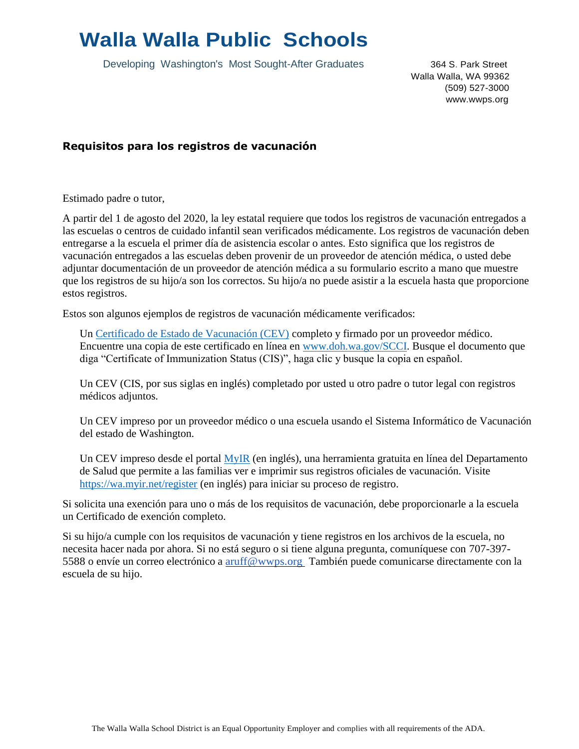# Walla Walla Public Schools

Developing Washington's Most Sought-After Graduates

364 S. Park Street
Walla Walla, WA 99362
(509) 527-3000
www.wwps.org

**Requisitos para los registros de vacunación**

Estimado padre o tutor,

A partir del 1 de agosto del 2020, la ley estatal requiere que todos los registros de vacunación entregados a las escuelas o centros de cuidado infantil sean verificados médicamente. Los registros de vacunación deben entregarse a la escuela el primer día de asistencia escolar o antes. Esto significa que los registros de vacunación entregados a las escuelas deben provenir de un proveedor de atención médica, o usted debe adjuntar documentación de un proveedor de atención médica a su formulario escrito a mano que muestre que los registros de su hijo/a son los correctos. Su hijo/a no puede asistir a la escuela hasta que proporcione estos registros.

Estos son algunos ejemplos de registros de vacunación médicamente verificados:

Un Certificado de Estado de Vacunación (CEV) completo y firmado por un proveedor médico. Encuentre una copia de este certificado en línea en www.doh.wa.gov/SCCI. Busque el documento que diga "Certificate of Immunization Status (CIS)", haga clic y busque la copia en español.

Un CEV (CIS, por sus siglas en inglés) completado por usted u otro padre o tutor legal con registros médicos adjuntos.

Un CEV impreso por un proveedor médico o una escuela usando el Sistema Informático de Vacunación del estado de Washington.

Un CEV impreso desde el portal MyIR (en inglés), una herramienta gratuita en línea del Departamento de Salud que permite a las familias ver e imprimir sus registros oficiales de vacunación. Visite https://wa.myir.net/register (en inglés) para iniciar su proceso de registro.

Si solicita una exención para uno o más de los requisitos de vacunación, debe proporcionarle a la escuela un Certificado de exención completo.

Si su hijo/a cumple con los requisitos de vacunación y tiene registros en los archivos de la escuela, no necesita hacer nada por ahora. Si no está seguro o si tiene alguna pregunta, comuníquese con 707-397-5588 o envíe un correo electrónico a aruff@wwps.org También puede comunicarse directamente con la escuela de su hijo.

The Walla Walla School District is an Equal Opportunity Employer and complies with all requirements of the ADA.